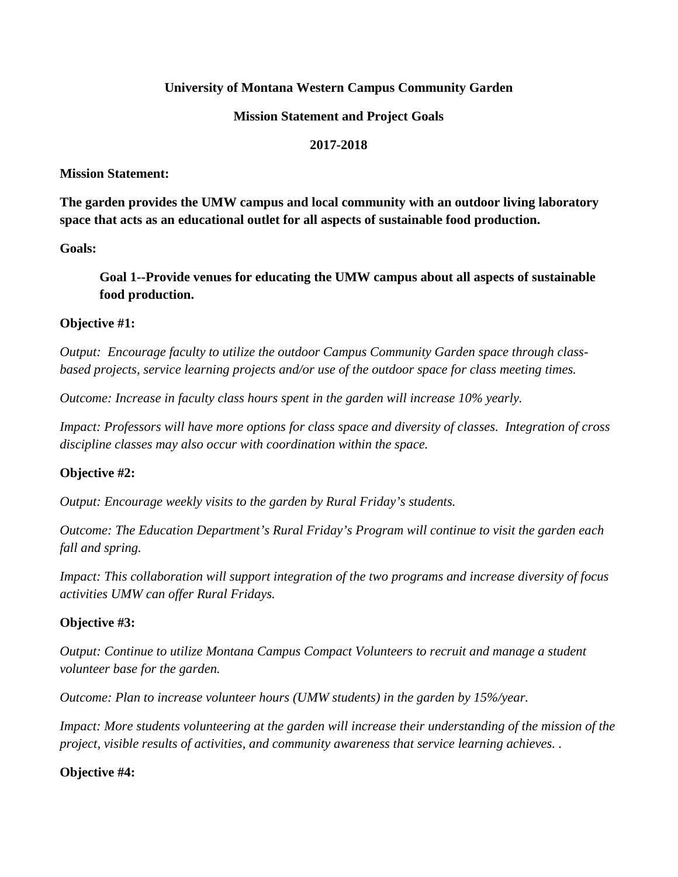**University of Montana Western Campus Community Garden**

**Mission Statement and Project Goals**

**2017-2018**

**Mission Statement:**

**The garden provides the UMW campus and local community with an outdoor living laboratory space that acts as an educational outlet for all aspects of sustainable food production.**

**Goals:**

**Goal 1--Provide venues for educating the UMW campus about all aspects of sustainable food production.**

**Objective #1:**

*Output: Encourage faculty to utilize the outdoor Campus Community Garden space through class-based projects, service learning projects and/or use of the outdoor space for class meeting times.*

*Outcome: Increase in faculty class hours spent in the garden will increase 10% yearly.*

*Impact: Professors will have more options for class space and diversity of classes. Integration of cross discipline classes may also occur with coordination within the space.*

**Objective #2:**

*Output: Encourage weekly visits to the garden by Rural Friday's students.*

*Outcome: The Education Department's Rural Friday's Program will continue to visit the garden each fall and spring.*

*Impact: This collaboration will support integration of the two programs and increase diversity of focus activities UMW can offer Rural Fridays.*

**Objective #3:**

*Output: Continue to utilize Montana Campus Compact Volunteers to recruit and manage a student volunteer base for the garden.*

*Outcome: Plan to increase volunteer hours (UMW students) in the garden by 15%/year.*

*Impact: More students volunteering at the garden will increase their understanding of the mission of the project, visible results of activities, and community awareness that service learning achieves. .*

**Objective #4:**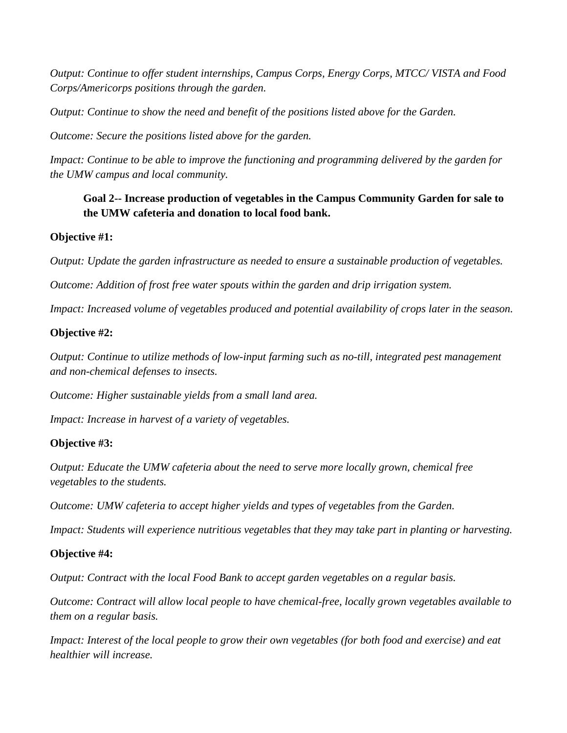*Output: Continue to offer student internships, Campus Corps, Energy Corps, MTCC/ VISTA and Food Corps/Americorps positions through the garden.*

*Output: Continue to show the need and benefit of the positions listed above for the Garden.*

*Outcome: Secure the positions listed above for the garden.*

*Impact: Continue to be able to improve the functioning and programming delivered by the garden for the UMW campus and local community.*

**Goal 2-- Increase production of vegetables in the Campus Community Garden for sale to the UMW cafeteria and donation to local food bank.**

**Objective #1:**

*Output: Update the garden infrastructure as needed to ensure a sustainable production of vegetables.*

*Outcome: Addition of frost free water spouts within the garden and drip irrigation system.*

*Impact: Increased volume of vegetables produced and potential availability of crops later in the season.*

**Objective #2:**

*Output: Continue to utilize methods of low-input farming such as no-till, integrated pest management and non-chemical defenses to insects.*

*Outcome: Higher sustainable yields from a small land area.*

*Impact: Increase in harvest of a variety of vegetables.*

**Objective #3:**

*Output: Educate the UMW cafeteria about the need to serve more locally grown, chemical free vegetables to the students.*

*Outcome: UMW cafeteria to accept higher yields and types of vegetables from the Garden.*

*Impact: Students will experience nutritious vegetables that they may take part in planting or harvesting.*

**Objective #4:**

*Output: Contract with the local Food Bank to accept garden vegetables on a regular basis.*

*Outcome: Contract will allow local people to have chemical-free, locally grown vegetables available to them on a regular basis.*

*Impact: Interest of the local people to grow their own vegetables (for both food and exercise) and eat healthier will increase.*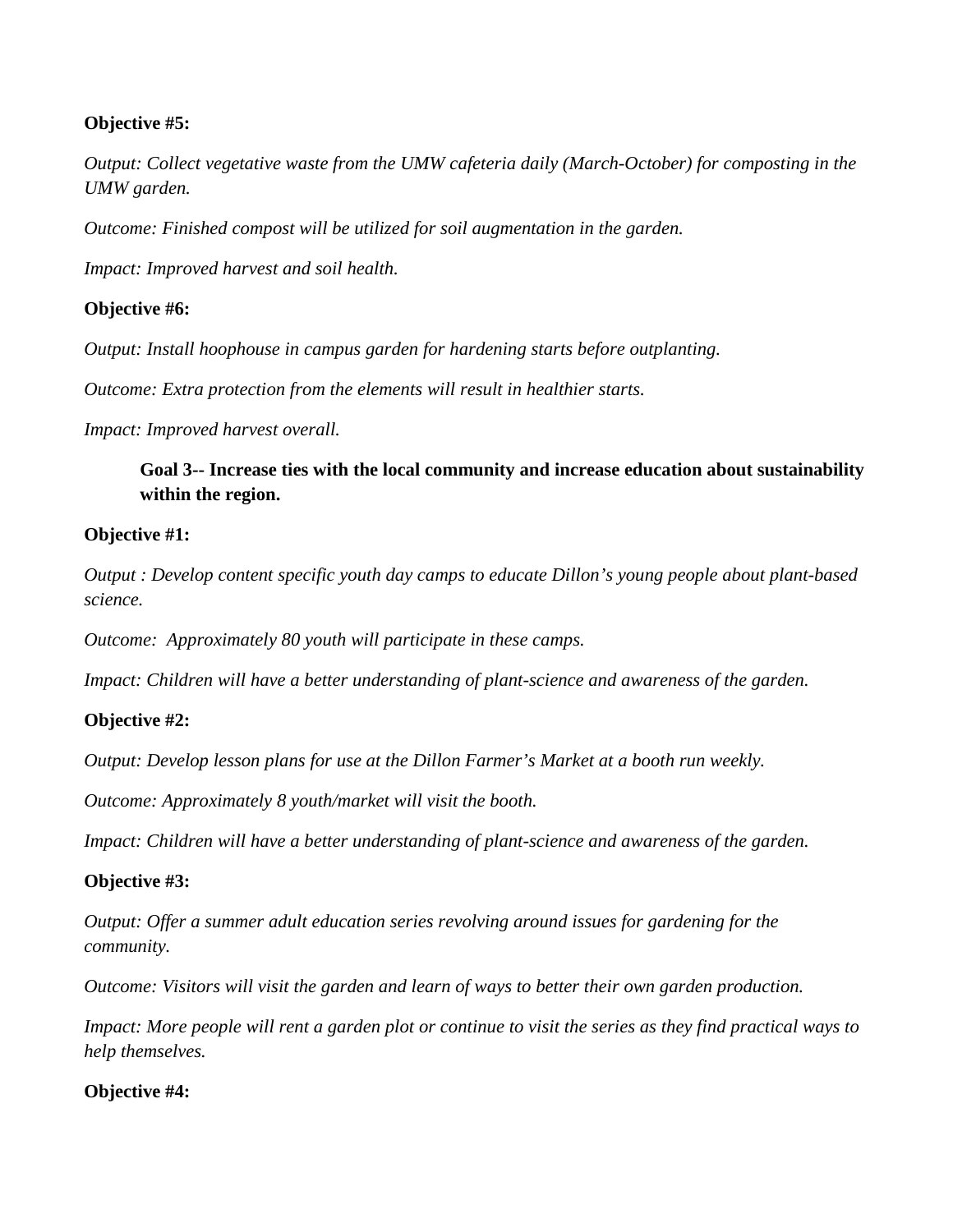**Objective #5:**

*Output: Collect vegetative waste from the UMW cafeteria daily (March-October) for composting in the UMW garden.*

*Outcome: Finished compost will be utilized for soil augmentation in the garden.*

*Impact: Improved harvest and soil health.*

**Objective #6:**

*Output: Install hoophouse in campus garden for hardening starts before outplanting.*

*Outcome: Extra protection from the elements will result in healthier starts.*

*Impact: Improved harvest overall.*

**Goal 3-- Increase ties with the local community and increase education about sustainability within the region.**

**Objective #1:**

*Output : Develop content specific youth day camps to educate Dillon's young people about plant-based science.*

*Outcome: Approximately 80 youth will participate in these camps.*

*Impact: Children will have a better understanding of plant-science and awareness of the garden.*

**Objective #2:**

*Output: Develop lesson plans for use at the Dillon Farmer's Market at a booth run weekly.*

*Outcome: Approximately 8 youth/market will visit the booth.*

*Impact: Children will have a better understanding of plant-science and awareness of the garden.*

**Objective #3:**

*Output: Offer a summer adult education series revolving around issues for gardening for the community.*

*Outcome: Visitors will visit the garden and learn of ways to better their own garden production.*

*Impact: More people will rent a garden plot or continue to visit the series as they find practical ways to help themselves.*

**Objective #4:**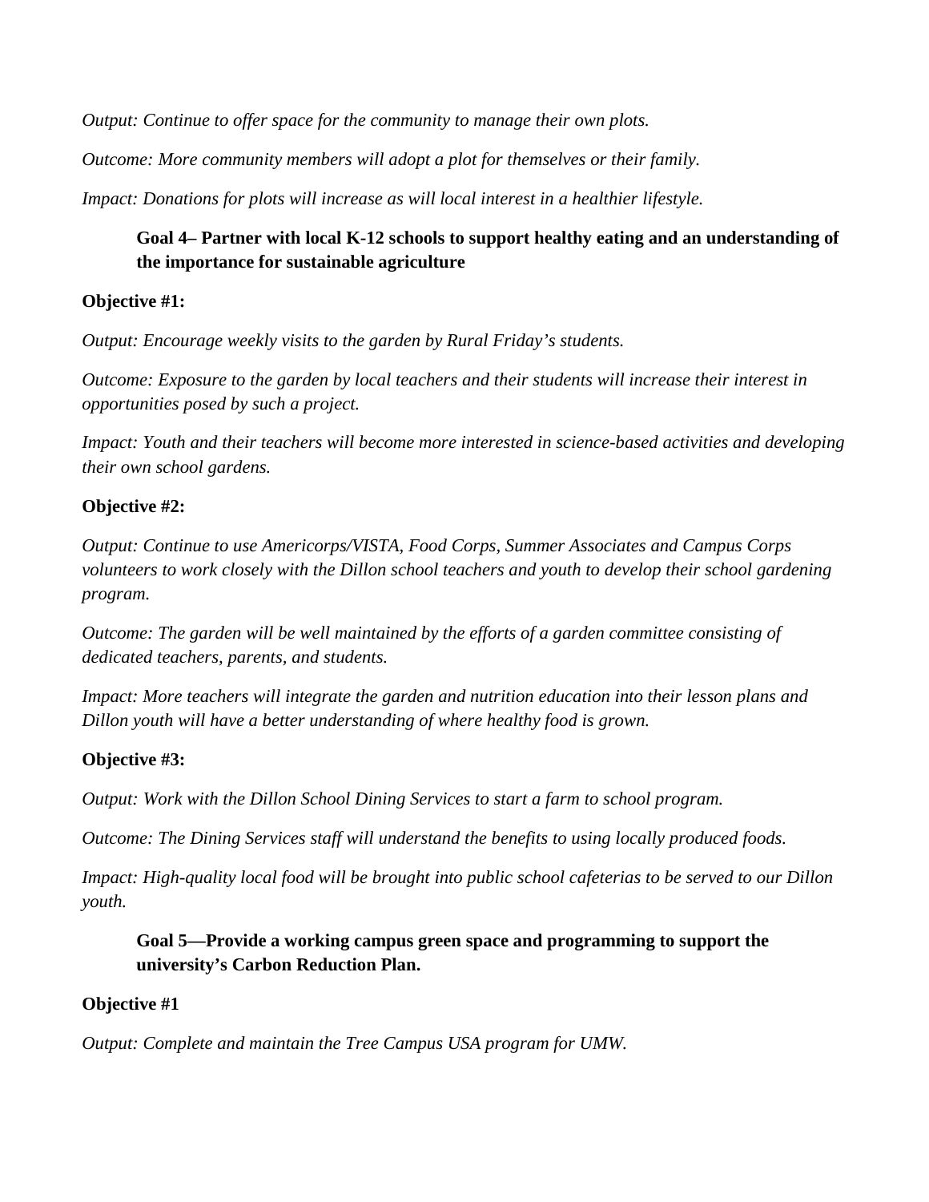*Output: Continue to offer space for the community to manage their own plots.*

*Outcome: More community members will adopt a plot for themselves or their family.*

*Impact: Donations for plots will increase as will local interest in a healthier lifestyle.*

### Goal 4– Partner with local K-12 schools to support healthy eating and an understanding of the importance for sustainable agriculture

**Objective #1:**

*Output: Encourage weekly visits to the garden by Rural Friday's students.*

*Outcome: Exposure to the garden by local teachers and their students will increase their interest in opportunities posed by such a project.*

*Impact: Youth and their teachers will become more interested in science-based activities and developing their own school gardens.*

**Objective #2:**

*Output: Continue to use Americorps/VISTA, Food Corps, Summer Associates and Campus Corps volunteers to work closely with the Dillon school teachers and youth to develop their school gardening program.*

*Outcome: The garden will be well maintained by the efforts of a garden committee consisting of dedicated teachers, parents, and students.*

*Impact: More teachers will integrate the garden and nutrition education into their lesson plans and Dillon youth will have a better understanding of where healthy food is grown.*

**Objective #3:**

*Output: Work with the Dillon School Dining Services to start a farm to school program.*

*Outcome: The Dining Services staff will understand the benefits to using locally produced foods.*

*Impact: High-quality local food will be brought into public school cafeterias to be served to our Dillon youth.*

### Goal 5—Provide a working campus green space and programming to support the university's Carbon Reduction Plan.

**Objective #1**

*Output: Complete and maintain the Tree Campus USA program for UMW.*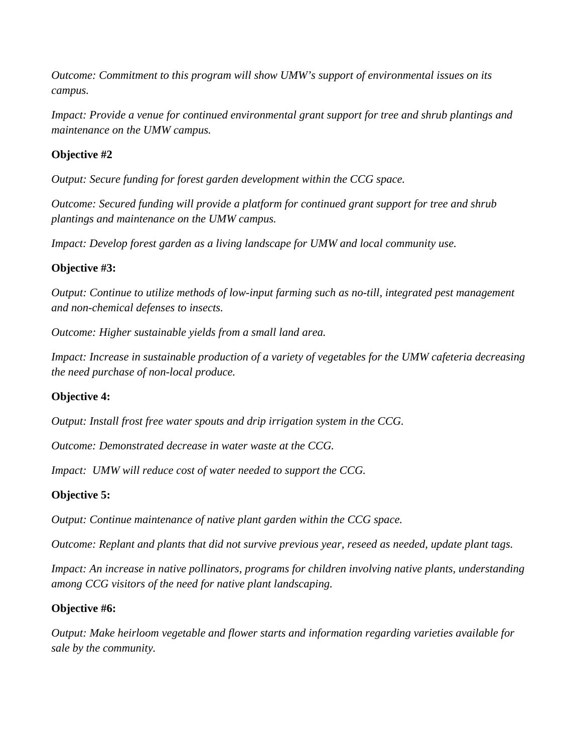*Outcome: Commitment to this program will show UMW's support of environmental issues on its campus.*

*Impact: Provide a venue for continued environmental grant support for tree and shrub plantings and maintenance on the UMW campus.*

**Objective #2**

*Output: Secure funding for forest garden development within the CCG space.*

*Outcome: Secured funding will provide a platform for continued grant support for tree and shrub plantings and maintenance on the UMW campus.*

*Impact: Develop forest garden as a living landscape for UMW and local community use.*

**Objective #3:**

*Output: Continue to utilize methods of low-input farming such as no-till, integrated pest management and non-chemical defenses to insects.*

*Outcome: Higher sustainable yields from a small land area.*

*Impact: Increase in sustainable production of a variety of vegetables for the UMW cafeteria decreasing the need purchase of non-local produce.*

**Objective 4:**

*Output: Install frost free water spouts and drip irrigation system in the CCG.*

*Outcome: Demonstrated decrease in water waste at the CCG.*

*Impact: UMW will reduce cost of water needed to support the CCG.*

**Objective 5:**

*Output: Continue maintenance of native plant garden within the CCG space.*

*Outcome: Replant and plants that did not survive previous year, reseed as needed, update plant tags.*

*Impact: An increase in native pollinators, programs for children involving native plants, understanding among CCG visitors of the need for native plant landscaping.*

**Objective #6:**

*Output: Make heirloom vegetable and flower starts and information regarding varieties available for sale by the community.*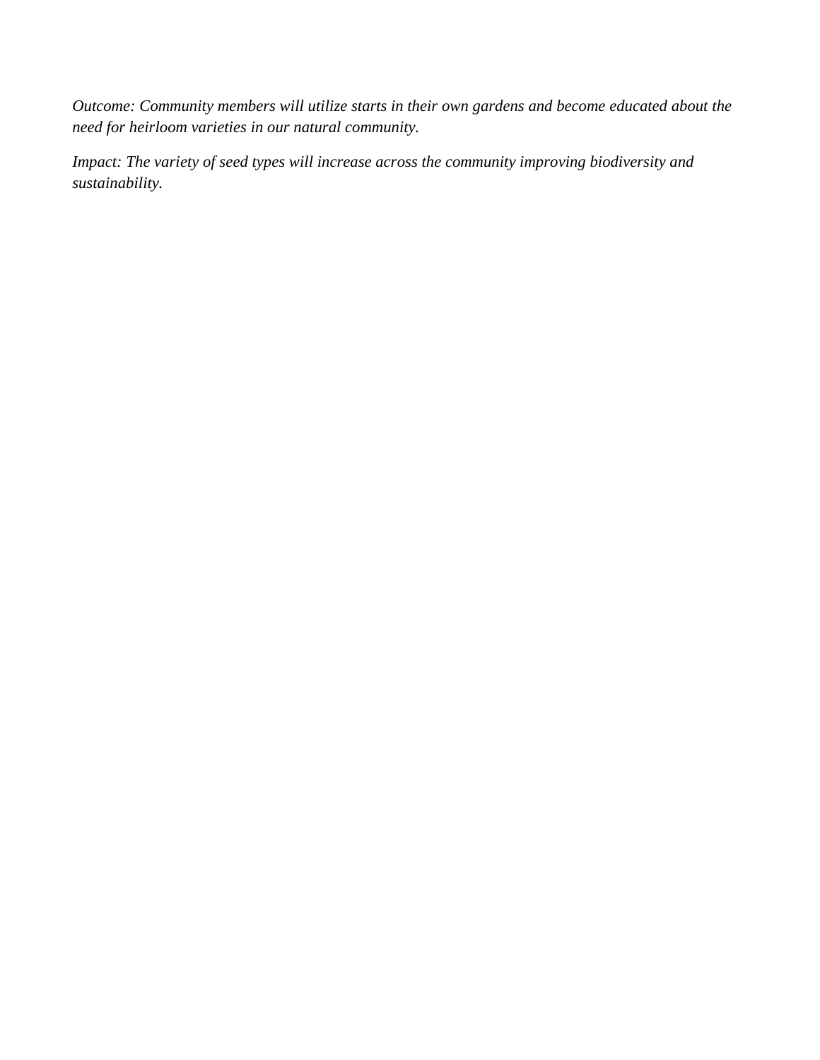*Outcome: Community members will utilize starts in their own gardens and become educated about the need for heirloom varieties in our natural community.*

*Impact: The variety of seed types will increase across the community improving biodiversity and sustainability.*